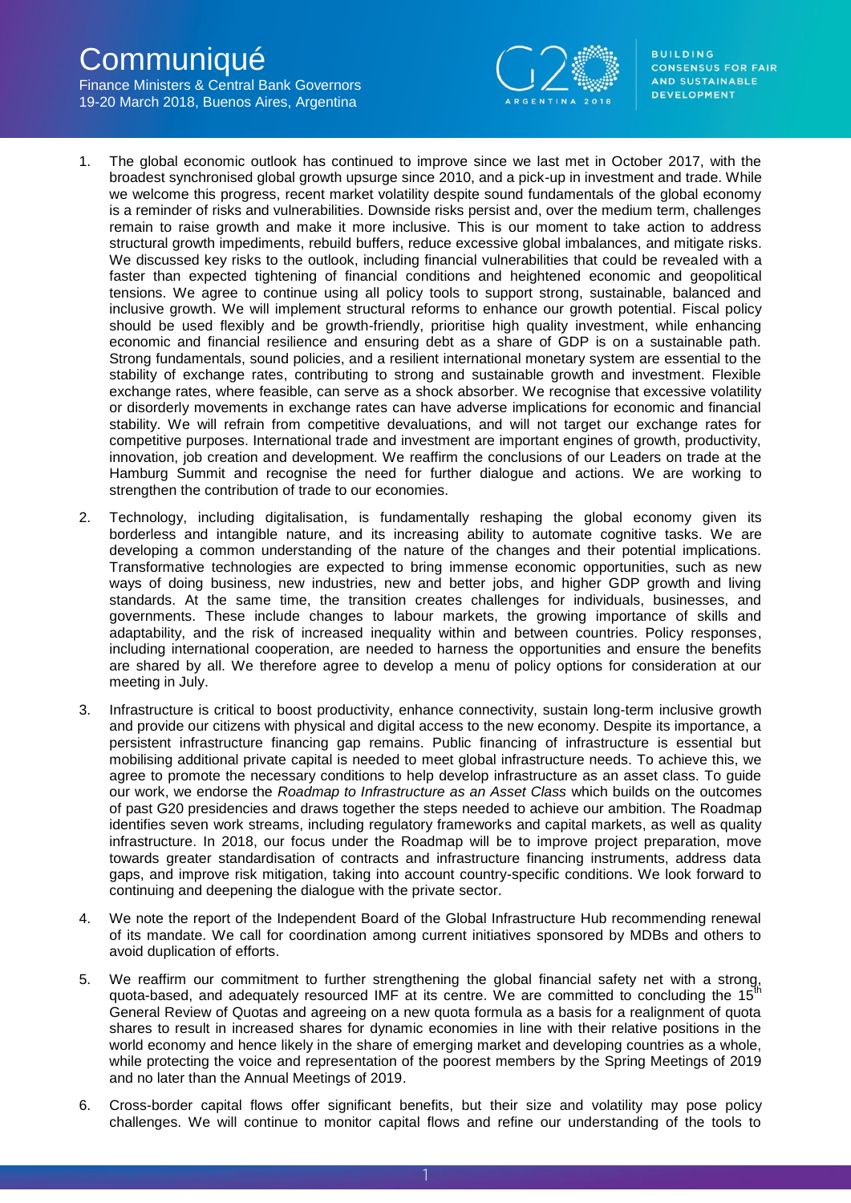# Communiqué

Finance Ministers & Central Bank Governors
19-20 March 2018, Buenos Aires, Argentina

BUILDING CONSENSUS FOR FAIR AND SUSTAINABLE DEVELOPMENT

1. The global economic outlook has continued to improve since we last met in October 2017, with the broadest synchronised global growth upsurge since 2010, and a pick-up in investment and trade. While we welcome this progress, recent market volatility despite sound fundamentals of the global economy is a reminder of risks and vulnerabilities. Downside risks persist and, over the medium term, challenges remain to raise growth and make it more inclusive. This is our moment to take action to address structural growth impediments, rebuild buffers, reduce excessive global imbalances, and mitigate risks. We discussed key risks to the outlook, including financial vulnerabilities that could be revealed with a faster than expected tightening of financial conditions and heightened economic and geopolitical tensions. We agree to continue using all policy tools to support strong, sustainable, balanced and inclusive growth. We will implement structural reforms to enhance our growth potential. Fiscal policy should be used flexibly and be growth-friendly, prioritise high quality investment, while enhancing economic and financial resilience and ensuring debt as a share of GDP is on a sustainable path. Strong fundamentals, sound policies, and a resilient international monetary system are essential to the stability of exchange rates, contributing to strong and sustainable growth and investment. Flexible exchange rates, where feasible, can serve as a shock absorber. We recognise that excessive volatility or disorderly movements in exchange rates can have adverse implications for economic and financial stability. We will refrain from competitive devaluations, and will not target our exchange rates for competitive purposes. International trade and investment are important engines of growth, productivity, innovation, job creation and development. We reaffirm the conclusions of our Leaders on trade at the Hamburg Summit and recognise the need for further dialogue and actions. We are working to strengthen the contribution of trade to our economies.

2. Technology, including digitalisation, is fundamentally reshaping the global economy given its borderless and intangible nature, and its increasing ability to automate cognitive tasks. We are developing a common understanding of the nature of the changes and their potential implications. Transformative technologies are expected to bring immense economic opportunities, such as new ways of doing business, new industries, new and better jobs, and higher GDP growth and living standards. At the same time, the transition creates challenges for individuals, businesses, and governments. These include changes to labour markets, the growing importance of skills and adaptability, and the risk of increased inequality within and between countries. Policy responses, including international cooperation, are needed to harness the opportunities and ensure the benefits are shared by all. We therefore agree to develop a menu of policy options for consideration at our meeting in July.

3. Infrastructure is critical to boost productivity, enhance connectivity, sustain long-term inclusive growth and provide our citizens with physical and digital access to the new economy. Despite its importance, a persistent infrastructure financing gap remains. Public financing of infrastructure is essential but mobilising additional private capital is needed to meet global infrastructure needs. To achieve this, we agree to promote the necessary conditions to help develop infrastructure as an asset class. To guide our work, we endorse the *Roadmap to Infrastructure as an Asset Class* which builds on the outcomes of past G20 presidencies and draws together the steps needed to achieve our ambition. The Roadmap identifies seven work streams, including regulatory frameworks and capital markets, as well as quality infrastructure. In 2018, our focus under the Roadmap will be to improve project preparation, move towards greater standardisation of contracts and infrastructure financing instruments, address data gaps, and improve risk mitigation, taking into account country-specific conditions. We look forward to continuing and deepening the dialogue with the private sector.

4. We note the report of the Independent Board of the Global Infrastructure Hub recommending renewal of its mandate. We call for coordination among current initiatives sponsored by MDBs and others to avoid duplication of efforts.

5. We reaffirm our commitment to further strengthening the global financial safety net with a strong, quota-based, and adequately resourced IMF at its centre. We are committed to concluding the 15th General Review of Quotas and agreeing on a new quota formula as a basis for a realignment of quota shares to result in increased shares for dynamic economies in line with their relative positions in the world economy and hence likely in the share of emerging market and developing countries as a whole, while protecting the voice and representation of the poorest members by the Spring Meetings of 2019 and no later than the Annual Meetings of 2019.

6. Cross-border capital flows offer significant benefits, but their size and volatility may pose policy challenges. We will continue to monitor capital flows and refine our understanding of the tools to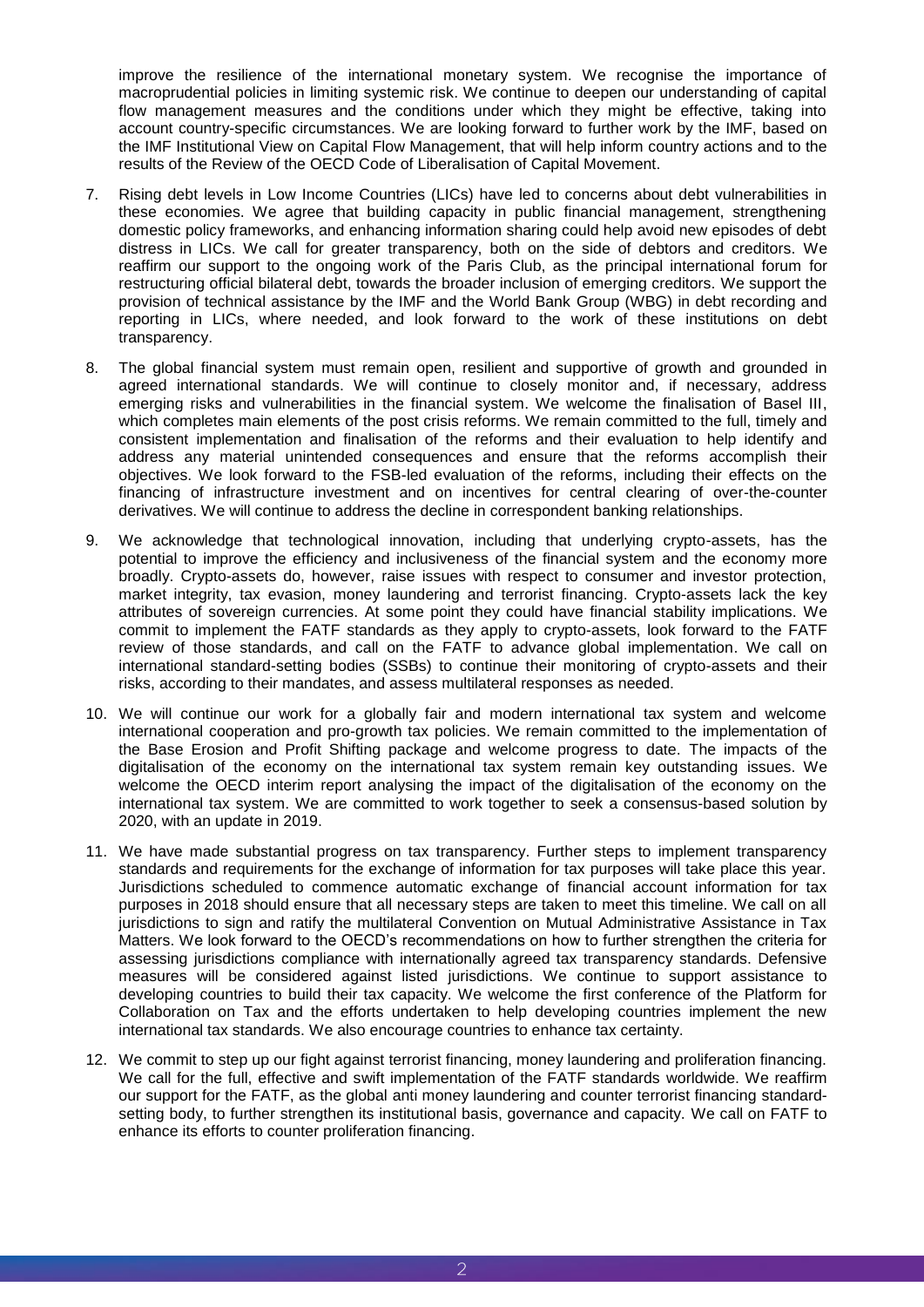improve the resilience of the international monetary system. We recognise the importance of macroprudential policies in limiting systemic risk. We continue to deepen our understanding of capital flow management measures and the conditions under which they might be effective, taking into account country-specific circumstances. We are looking forward to further work by the IMF, based on the IMF Institutional View on Capital Flow Management, that will help inform country actions and to the results of the Review of the OECD Code of Liberalisation of Capital Movement.

7. Rising debt levels in Low Income Countries (LICs) have led to concerns about debt vulnerabilities in these economies. We agree that building capacity in public financial management, strengthening domestic policy frameworks, and enhancing information sharing could help avoid new episodes of debt distress in LICs. We call for greater transparency, both on the side of debtors and creditors. We reaffirm our support to the ongoing work of the Paris Club, as the principal international forum for restructuring official bilateral debt, towards the broader inclusion of emerging creditors. We support the provision of technical assistance by the IMF and the World Bank Group (WBG) in debt recording and reporting in LICs, where needed, and look forward to the work of these institutions on debt transparency.

8. The global financial system must remain open, resilient and supportive of growth and grounded in agreed international standards. We will continue to closely monitor and, if necessary, address emerging risks and vulnerabilities in the financial system. We welcome the finalisation of Basel III, which completes main elements of the post crisis reforms. We remain committed to the full, timely and consistent implementation and finalisation of the reforms and their evaluation to help identify and address any material unintended consequences and ensure that the reforms accomplish their objectives. We look forward to the FSB-led evaluation of the reforms, including their effects on the financing of infrastructure investment and on incentives for central clearing of over-the-counter derivatives. We will continue to address the decline in correspondent banking relationships.

9. We acknowledge that technological innovation, including that underlying crypto-assets, has the potential to improve the efficiency and inclusiveness of the financial system and the economy more broadly. Crypto-assets do, however, raise issues with respect to consumer and investor protection, market integrity, tax evasion, money laundering and terrorist financing. Crypto-assets lack the key attributes of sovereign currencies. At some point they could have financial stability implications. We commit to implement the FATF standards as they apply to crypto-assets, look forward to the FATF review of those standards, and call on the FATF to advance global implementation. We call on international standard-setting bodies (SSBs) to continue their monitoring of crypto-assets and their risks, according to their mandates, and assess multilateral responses as needed.

10. We will continue our work for a globally fair and modern international tax system and welcome international cooperation and pro-growth tax policies. We remain committed to the implementation of the Base Erosion and Profit Shifting package and welcome progress to date. The impacts of the digitalisation of the economy on the international tax system remain key outstanding issues. We welcome the OECD interim report analysing the impact of the digitalisation of the economy on the international tax system. We are committed to work together to seek a consensus-based solution by 2020, with an update in 2019.

11. We have made substantial progress on tax transparency. Further steps to implement transparency standards and requirements for the exchange of information for tax purposes will take place this year. Jurisdictions scheduled to commence automatic exchange of financial account information for tax purposes in 2018 should ensure that all necessary steps are taken to meet this timeline. We call on all jurisdictions to sign and ratify the multilateral Convention on Mutual Administrative Assistance in Tax Matters. We look forward to the OECD's recommendations on how to further strengthen the criteria for assessing jurisdictions compliance with internationally agreed tax transparency standards. Defensive measures will be considered against listed jurisdictions. We continue to support assistance to developing countries to build their tax capacity. We welcome the first conference of the Platform for Collaboration on Tax and the efforts undertaken to help developing countries implement the new international tax standards. We also encourage countries to enhance tax certainty.

12. We commit to step up our fight against terrorist financing, money laundering and proliferation financing. We call for the full, effective and swift implementation of the FATF standards worldwide. We reaffirm our support for the FATF, as the global anti money laundering and counter terrorist financing standard-setting body, to further strengthen its institutional basis, governance and capacity. We call on FATF to enhance its efforts to counter proliferation financing.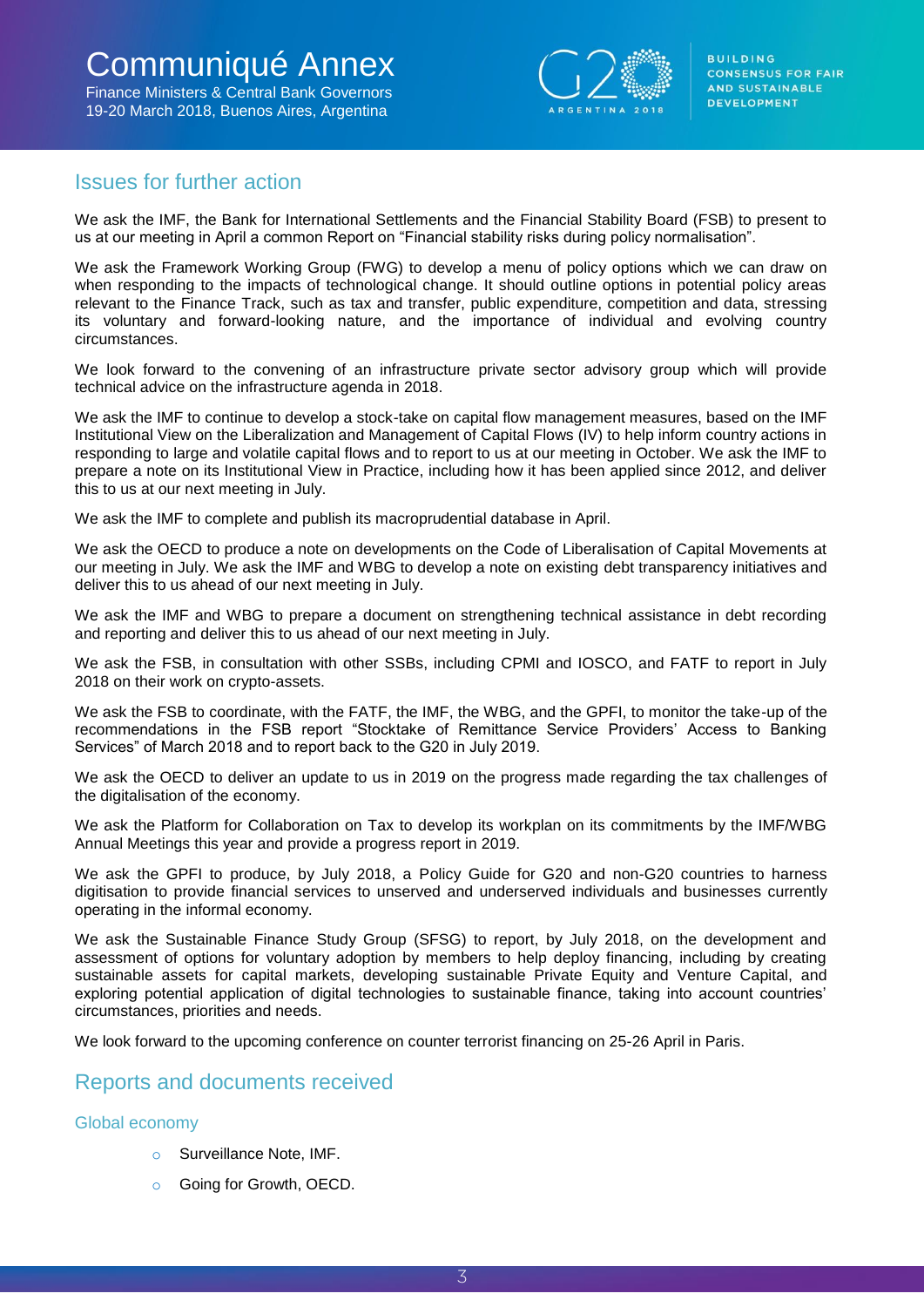## Issues for further action

We ask the IMF, the Bank for International Settlements and the Financial Stability Board (FSB) to present to us at our meeting in April a common Report on “Financial stability risks during policy normalisation”.

We ask the Framework Working Group (FWG) to develop a menu of policy options which we can draw on when responding to the impacts of technological change. It should outline options in potential policy areas relevant to the Finance Track, such as tax and transfer, public expenditure, competition and data, stressing its voluntary and forward-looking nature, and the importance of individual and evolving country circumstances.

We look forward to the convening of an infrastructure private sector advisory group which will provide technical advice on the infrastructure agenda in 2018.

We ask the IMF to continue to develop a stock-take on capital flow management measures, based on the IMF Institutional View on the Liberalization and Management of Capital Flows (IV) to help inform country actions in responding to large and volatile capital flows and to report to us at our meeting in October. We ask the IMF to prepare a note on its Institutional View in Practice, including how it has been applied since 2012, and deliver this to us at our next meeting in July.

We ask the IMF to complete and publish its macroprudential database in April.

We ask the OECD to produce a note on developments on the Code of Liberalisation of Capital Movements at our meeting in July. We ask the IMF and WBG to develop a note on existing debt transparency initiatives and deliver this to us ahead of our next meeting in July.

We ask the IMF and WBG to prepare a document on strengthening technical assistance in debt recording and reporting and deliver this to us ahead of our next meeting in July.

We ask the FSB, in consultation with other SSBs, including CPMI and IOSCO, and FATF to report in July 2018 on their work on crypto-assets.

We ask the FSB to coordinate, with the FATF, the IMF, the WBG, and the GPFI, to monitor the take-up of the recommendations in the FSB report “Stocktake of Remittance Service Providers’ Access to Banking Services” of March 2018 and to report back to the G20 in July 2019.

We ask the OECD to deliver an update to us in 2019 on the progress made regarding the tax challenges of the digitalisation of the economy.

We ask the Platform for Collaboration on Tax to develop its workplan on its commitments by the IMF/WBG Annual Meetings this year and provide a progress report in 2019.

We ask the GPFI to produce, by July 2018, a Policy Guide for G20 and non-G20 countries to harness digitisation to provide financial services to unserved and underserved individuals and businesses currently operating in the informal economy.

We ask the Sustainable Finance Study Group (SFSG) to report, by July 2018, on the development and assessment of options for voluntary adoption by members to help deploy financing, including by creating sustainable assets for capital markets, developing sustainable Private Equity and Venture Capital, and exploring potential application of digital technologies to sustainable finance, taking into account countries’ circumstances, priorities and needs.

We look forward to the upcoming conference on counter terrorist financing on 25-26 April in Paris.

## Reports and documents received

### Global economy

- Surveillance Note, IMF.
- Going for Growth, OECD.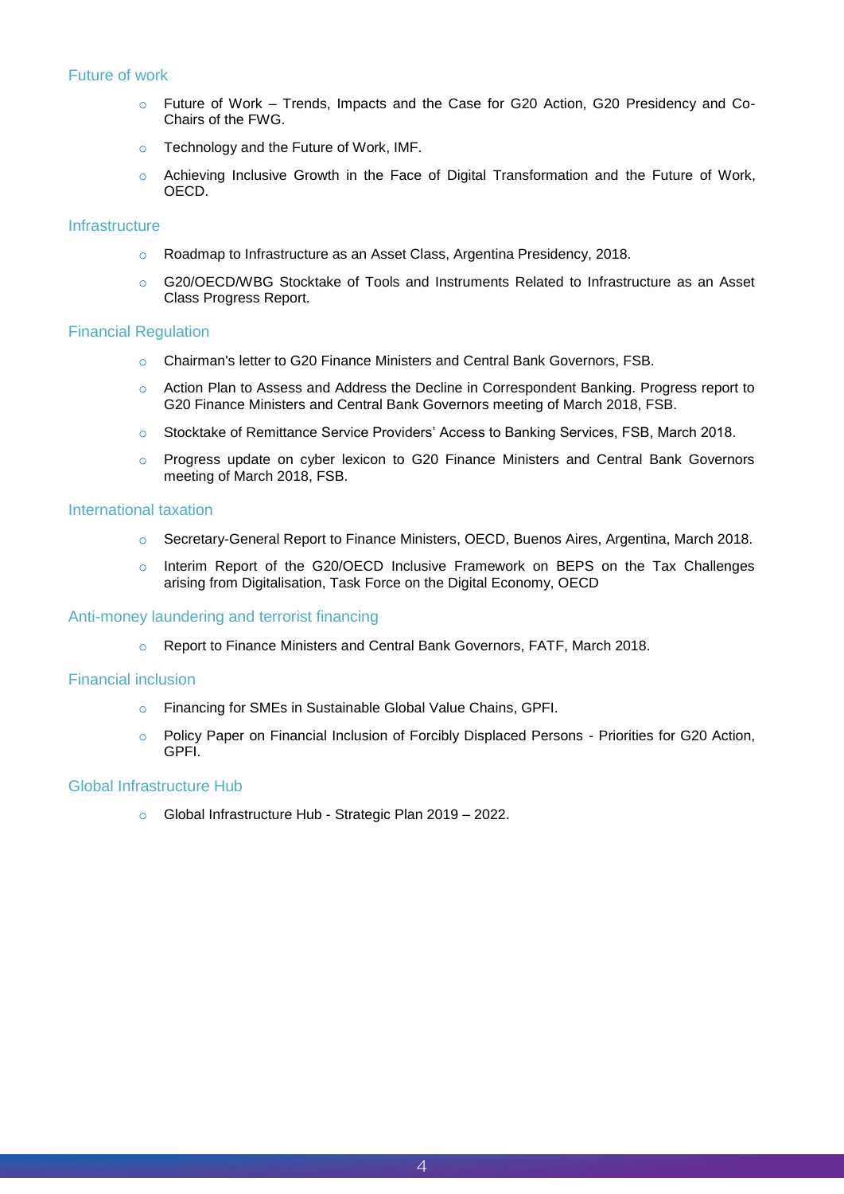### Future of work

- Future of Work – Trends, Impacts and the Case for G20 Action, G20 Presidency and Co-Chairs of the FWG.
- Technology and the Future of Work, IMF.
- Achieving Inclusive Growth in the Face of Digital Transformation and the Future of Work, OECD.

### Infrastructure

- Roadmap to Infrastructure as an Asset Class, Argentina Presidency, 2018.
- G20/OECD/WBG Stocktake of Tools and Instruments Related to Infrastructure as an Asset Class Progress Report.

### Financial Regulation

- Chairman's letter to G20 Finance Ministers and Central Bank Governors, FSB.
- Action Plan to Assess and Address the Decline in Correspondent Banking. Progress report to G20 Finance Ministers and Central Bank Governors meeting of March 2018, FSB.
- Stocktake of Remittance Service Providers' Access to Banking Services, FSB, March 2018.
- Progress update on cyber lexicon to G20 Finance Ministers and Central Bank Governors meeting of March 2018, FSB.

### International taxation

- Secretary-General Report to Finance Ministers, OECD, Buenos Aires, Argentina, March 2018.
- Interim Report of the G20/OECD Inclusive Framework on BEPS on the Tax Challenges arising from Digitalisation, Task Force on the Digital Economy, OECD

### Anti-money laundering and terrorist financing

- Report to Finance Ministers and Central Bank Governors, FATF, March 2018.

### Financial inclusion

- Financing for SMEs in Sustainable Global Value Chains, GPFI.
- Policy Paper on Financial Inclusion of Forcibly Displaced Persons - Priorities for G20 Action, GPFI.

### Global Infrastructure Hub

- Global Infrastructure Hub - Strategic Plan 2019 – 2022.